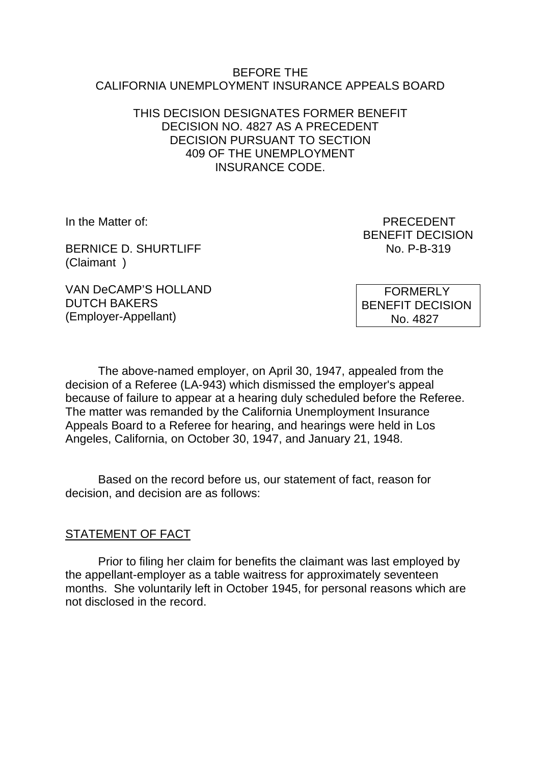BEFORE THE
CALIFORNIA UNEMPLOYMENT INSURANCE APPEALS BOARD

THIS DECISION DESIGNATES FORMER BENEFIT DECISION NO. 4827 AS A PRECEDENT DECISION PURSUANT TO SECTION 409 OF THE UNEMPLOYMENT INSURANCE CODE.

In the Matter of:

BERNICE D. SHURTLIFF
(Claimant )

VAN DeCAMP'S HOLLAND DUTCH BAKERS
(Employer-Appellant)

PRECEDENT
BENEFIT DECISION
No. P-B-319

FORMERLY
BENEFIT DECISION
No. 4827

The above-named employer, on April 30, 1947, appealed from the decision of a Referee (LA-943) which dismissed the employer's appeal because of failure to appear at a hearing duly scheduled before the Referee. The matter was remanded by the California Unemployment Insurance Appeals Board to a Referee for hearing, and hearings were held in Los Angeles, California, on October 30, 1947, and January 21, 1948.

Based on the record before us, our statement of fact, reason for decision, and decision are as follows:

## STATEMENT OF FACT

Prior to filing her claim for benefits the claimant was last employed by the appellant-employer as a table waitress for approximately seventeen months. She voluntarily left in October 1945, for personal reasons which are not disclosed in the record.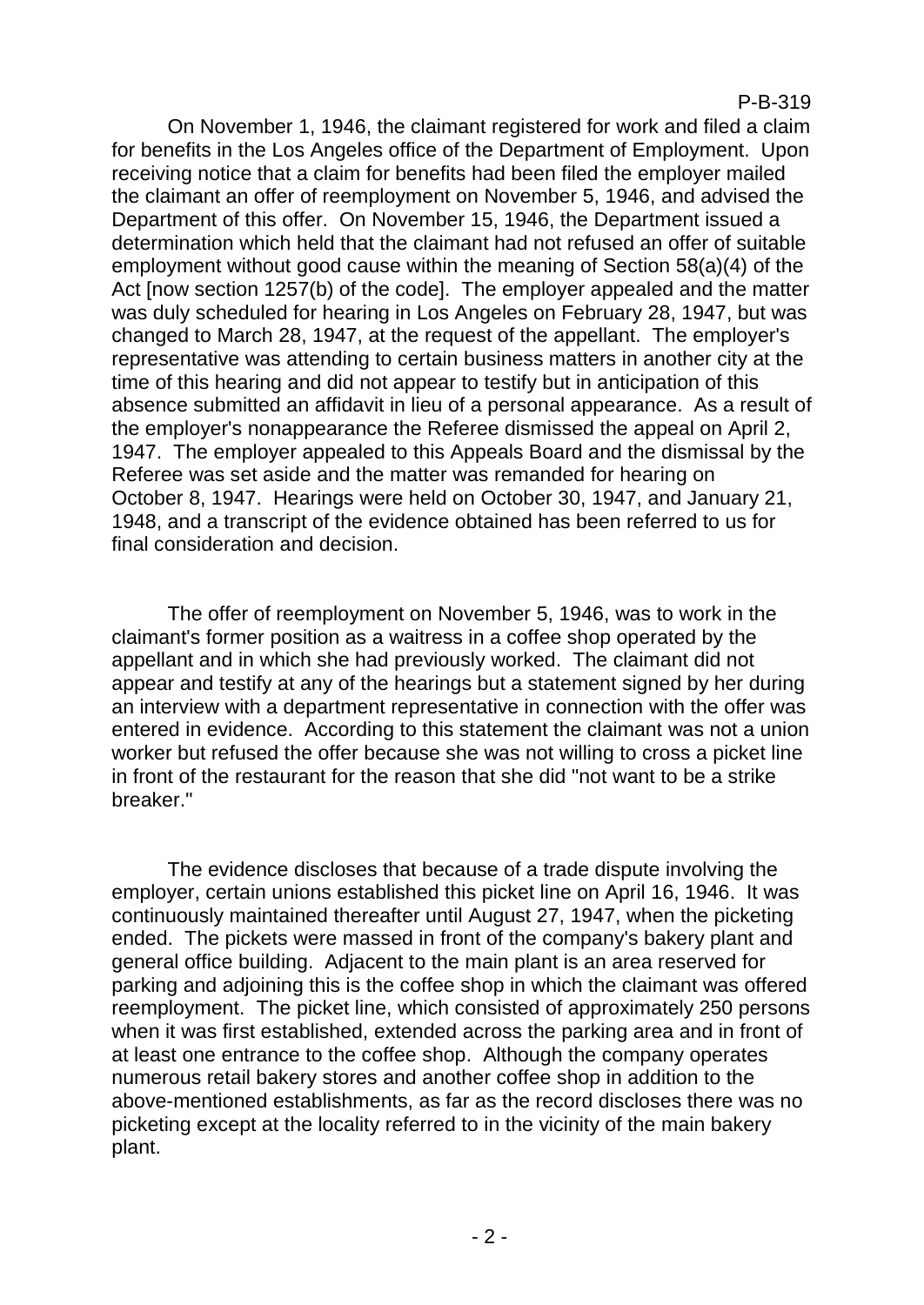On November 1, 1946, the claimant registered for work and filed a claim for benefits in the Los Angeles office of the Department of Employment. Upon receiving notice that a claim for benefits had been filed the employer mailed the claimant an offer of reemployment on November 5, 1946, and advised the Department of this offer. On November 15, 1946, the Department issued a determination which held that the claimant had not refused an offer of suitable employment without good cause within the meaning of Section 58(a)(4) of the Act [now section 1257(b) of the code]. The employer appealed and the matter was duly scheduled for hearing in Los Angeles on February 28, 1947, but was changed to March 28, 1947, at the request of the appellant. The employer's representative was attending to certain business matters in another city at the time of this hearing and did not appear to testify but in anticipation of this absence submitted an affidavit in lieu of a personal appearance. As a result of the employer's nonappearance the Referee dismissed the appeal on April 2, 1947. The employer appealed to this Appeals Board and the dismissal by the Referee was set aside and the matter was remanded for hearing on October 8, 1947. Hearings were held on October 30, 1947, and January 21, 1948, and a transcript of the evidence obtained has been referred to us for final consideration and decision.

The offer of reemployment on November 5, 1946, was to work in the claimant's former position as a waitress in a coffee shop operated by the appellant and in which she had previously worked. The claimant did not appear and testify at any of the hearings but a statement signed by her during an interview with a department representative in connection with the offer was entered in evidence. According to this statement the claimant was not a union worker but refused the offer because she was not willing to cross a picket line in front of the restaurant for the reason that she did "not want to be a strike breaker."

The evidence discloses that because of a trade dispute involving the employer, certain unions established this picket line on April 16, 1946. It was continuously maintained thereafter until August 27, 1947, when the picketing ended. The pickets were massed in front of the company's bakery plant and general office building. Adjacent to the main plant is an area reserved for parking and adjoining this is the coffee shop in which the claimant was offered reemployment. The picket line, which consisted of approximately 250 persons when it was first established, extended across the parking area and in front of at least one entrance to the coffee shop. Although the company operates numerous retail bakery stores and another coffee shop in addition to the above-mentioned establishments, as far as the record discloses there was no picketing except at the locality referred to in the vicinity of the main bakery plant.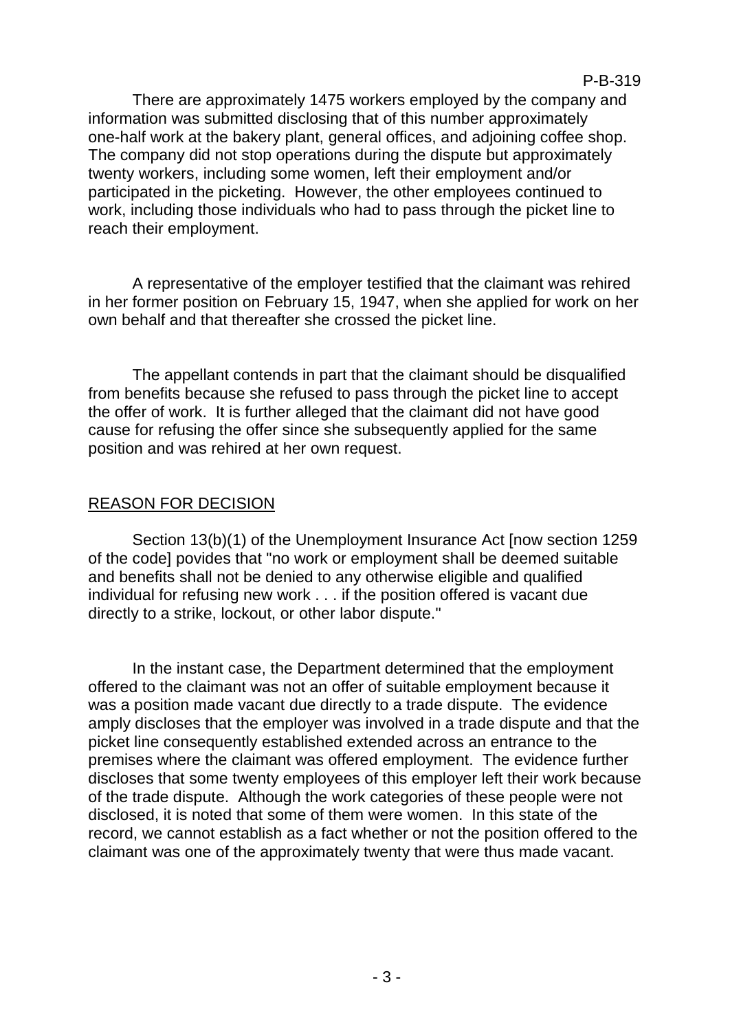There are approximately 1475 workers employed by the company and information was submitted disclosing that of this number approximately one-half work at the bakery plant, general offices, and adjoining coffee shop. The company did not stop operations during the dispute but approximately twenty workers, including some women, left their employment and/or participated in the picketing. However, the other employees continued to work, including those individuals who had to pass through the picket line to reach their employment.

A representative of the employer testified that the claimant was rehired in her former position on February 15, 1947, when she applied for work on her own behalf and that thereafter she crossed the picket line.

The appellant contends in part that the claimant should be disqualified from benefits because she refused to pass through the picket line to accept the offer of work. It is further alleged that the claimant did not have good cause for refusing the offer since she subsequently applied for the same position and was rehired at her own request.

## REASON FOR DECISION

Section 13(b)(1) of the Unemployment Insurance Act [now section 1259 of the code] povides that "no work or employment shall be deemed suitable and benefits shall not be denied to any otherwise eligible and qualified individual for refusing new work . . . if the position offered is vacant due directly to a strike, lockout, or other labor dispute."

In the instant case, the Department determined that the employment offered to the claimant was not an offer of suitable employment because it was a position made vacant due directly to a trade dispute. The evidence amply discloses that the employer was involved in a trade dispute and that the picket line consequently established extended across an entrance to the premises where the claimant was offered employment. The evidence further discloses that some twenty employees of this employer left their work because of the trade dispute. Although the work categories of these people were not disclosed, it is noted that some of them were women. In this state of the record, we cannot establish as a fact whether or not the position offered to the claimant was one of the approximately twenty that were thus made vacant.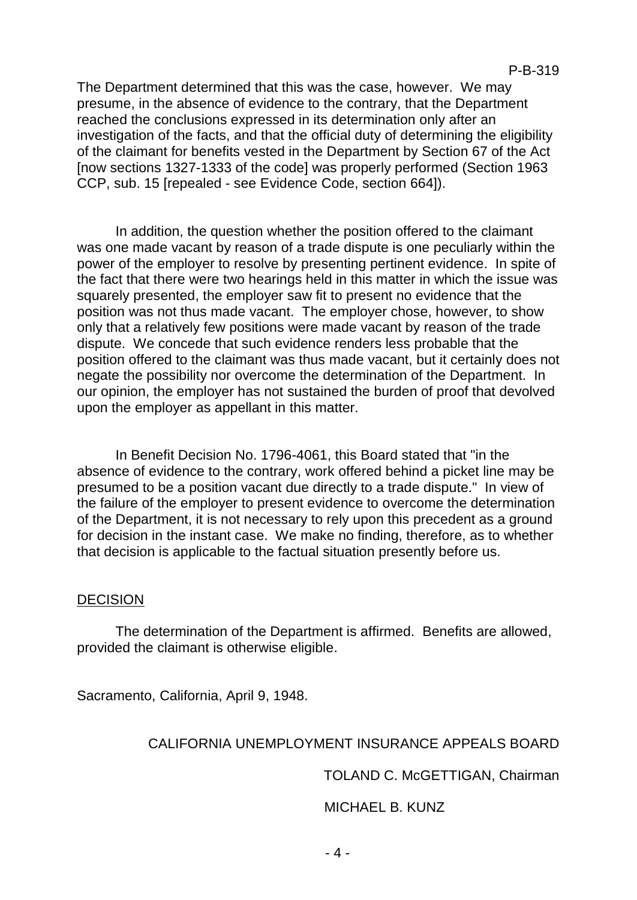The Department determined that this was the case, however. We may presume, in the absence of evidence to the contrary, that the Department reached the conclusions expressed in its determination only after an investigation of the facts, and that the official duty of determining the eligibility of the claimant for benefits vested in the Department by Section 67 of the Act [now sections 1327-1333 of the code] was properly performed (Section 1963 CCP, sub. 15 [repealed - see Evidence Code, section 664]).

In addition, the question whether the position offered to the claimant was one made vacant by reason of a trade dispute is one peculiarly within the power of the employer to resolve by presenting pertinent evidence. In spite of the fact that there were two hearings held in this matter in which the issue was squarely presented, the employer saw fit to present no evidence that the position was not thus made vacant. The employer chose, however, to show only that a relatively few positions were made vacant by reason of the trade dispute. We concede that such evidence renders less probable that the position offered to the claimant was thus made vacant, but it certainly does not negate the possibility nor overcome the determination of the Department. In our opinion, the employer has not sustained the burden of proof that devolved upon the employer as appellant in this matter.

In Benefit Decision No. 1796-4061, this Board stated that "in the absence of evidence to the contrary, work offered behind a picket line may be presumed to be a position vacant due directly to a trade dispute." In view of the failure of the employer to present evidence to overcome the determination of the Department, it is not necessary to rely upon this precedent as a ground for decision in the instant case. We make no finding, therefore, as to whether that decision is applicable to the factual situation presently before us.

## DECISION

The determination of the Department is affirmed. Benefits are allowed, provided the claimant is otherwise eligible.

Sacramento, California, April 9, 1948.

CALIFORNIA UNEMPLOYMENT INSURANCE APPEALS BOARD

TOLAND C. McGETTIGAN, Chairman

MICHAEL B. KUNZ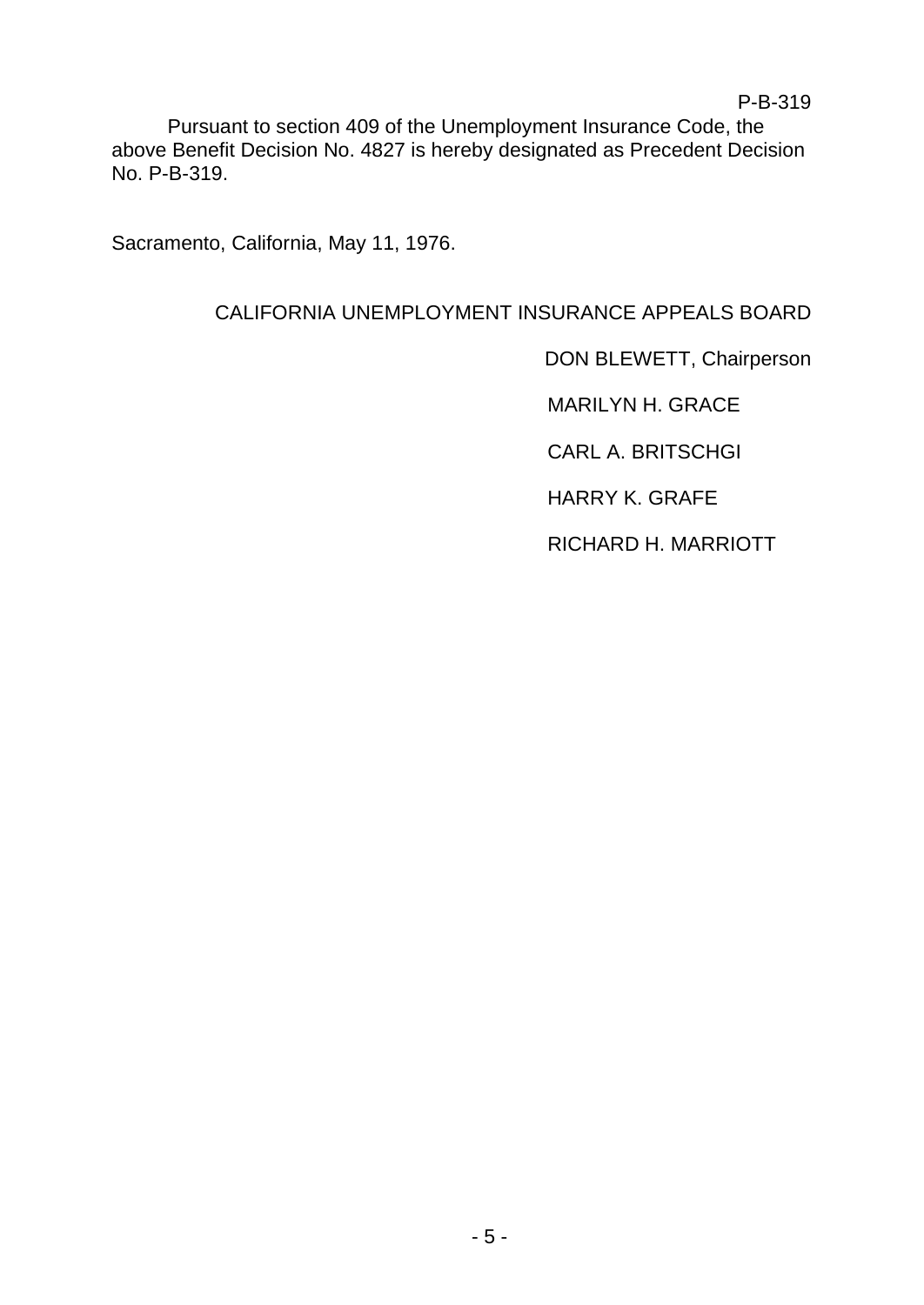Pursuant to section 409 of the Unemployment Insurance Code, the above Benefit Decision No. 4827 is hereby designated as Precedent Decision No. P-B-319.

Sacramento, California, May 11, 1976.

CALIFORNIA UNEMPLOYMENT INSURANCE APPEALS BOARD

DON BLEWETT, Chairperson

MARILYN H. GRACE

CARL A. BRITSCHGI

HARRY K. GRAFE

RICHARD H. MARRIOTT